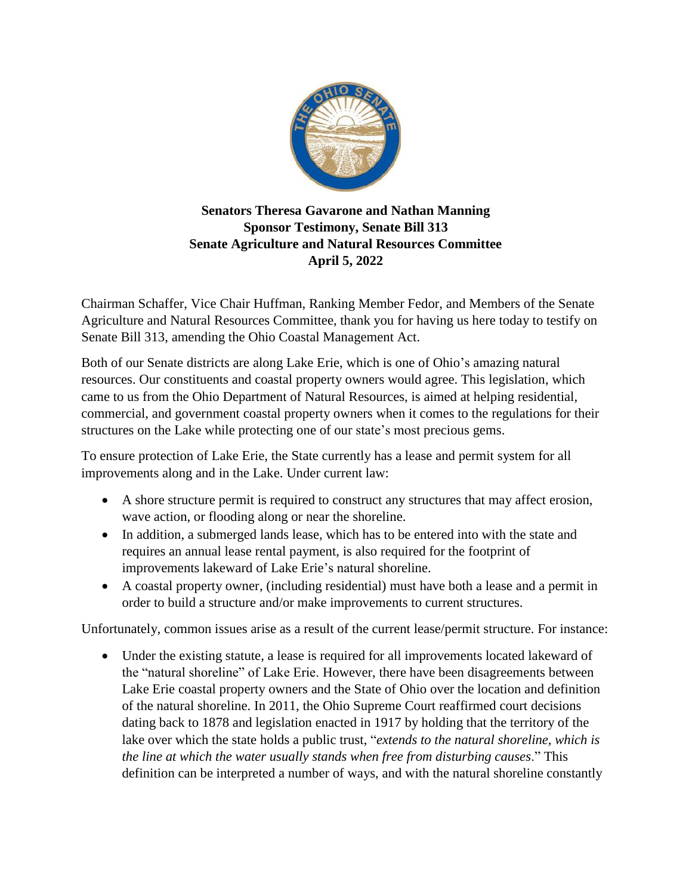**Senators Theresa Gavarone and Nathan Manning**
**Sponsor Testimony, Senate Bill 313**
**Senate Agriculture and Natural Resources Committee**
**April 5, 2022**

Chairman Schaffer, Vice Chair Huffman, Ranking Member Fedor, and Members of the Senate Agriculture and Natural Resources Committee, thank you for having us here today to testify on Senate Bill 313, amending the Ohio Coastal Management Act.

Both of our Senate districts are along Lake Erie, which is one of Ohio's amazing natural resources. Our constituents and coastal property owners would agree. This legislation, which came to us from the Ohio Department of Natural Resources, is aimed at helping residential, commercial, and government coastal property owners when it comes to the regulations for their structures on the Lake while protecting one of our state's most precious gems.

To ensure protection of Lake Erie, the State currently has a lease and permit system for all improvements along and in the Lake. Under current law:

- A shore structure permit is required to construct any structures that may affect erosion, wave action, or flooding along or near the shoreline.
- In addition, a submerged lands lease, which has to be entered into with the state and requires an annual lease rental payment, is also required for the footprint of improvements lakeward of Lake Erie's natural shoreline.
- A coastal property owner, (including residential) must have both a lease and a permit in order to build a structure and/or make improvements to current structures.

Unfortunately, common issues arise as a result of the current lease/permit structure. For instance:

- Under the existing statute, a lease is required for all improvements located lakeward of the "natural shoreline" of Lake Erie. However, there have been disagreements between Lake Erie coastal property owners and the State of Ohio over the location and definition of the natural shoreline. In 2011, the Ohio Supreme Court reaffirmed court decisions dating back to 1878 and legislation enacted in 1917 by holding that the territory of the lake over which the state holds a public trust, "*extends to the natural shoreline, which is the line at which the water usually stands when free from disturbing causes*." This definition can be interpreted a number of ways, and with the natural shoreline constantly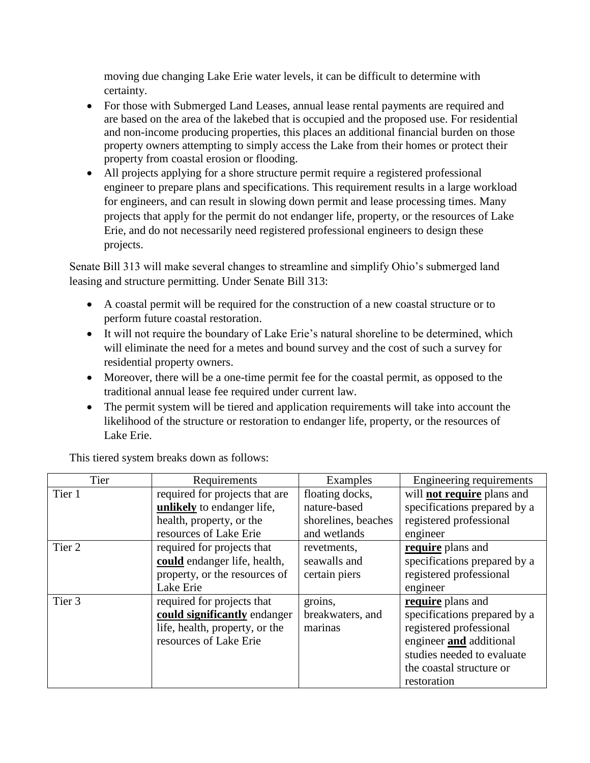moving due changing Lake Erie water levels, it can be difficult to determine with certainty.

- For those with Submerged Land Leases, annual lease rental payments are required and are based on the area of the lakebed that is occupied and the proposed use. For residential and non-income producing properties, this places an additional financial burden on those property owners attempting to simply access the Lake from their homes or protect their property from coastal erosion or flooding.
- All projects applying for a shore structure permit require a registered professional engineer to prepare plans and specifications. This requirement results in a large workload for engineers, and can result in slowing down permit and lease processing times. Many projects that apply for the permit do not endanger life, property, or the resources of Lake Erie, and do not necessarily need registered professional engineers to design these projects.

Senate Bill 313 will make several changes to streamline and simplify Ohio's submerged land leasing and structure permitting. Under Senate Bill 313:

- A coastal permit will be required for the construction of a new coastal structure or to perform future coastal restoration.
- It will not require the boundary of Lake Erie's natural shoreline to be determined, which will eliminate the need for a metes and bound survey and the cost of such a survey for residential property owners.
- Moreover, there will be a one-time permit fee for the coastal permit, as opposed to the traditional annual lease fee required under current law.
- The permit system will be tiered and application requirements will take into account the likelihood of the structure or restoration to endanger life, property, or the resources of Lake Erie.

This tiered system breaks down as follows:

| Tier | Requirements | Examples | Engineering requirements |
|---|---|---|---|
| Tier 1 | required for projects that are **unlikely** to endanger life, health, property, or the resources of Lake Erie | floating docks, nature-based shorelines, beaches and wetlands | will **not require** plans and specifications prepared by a registered professional engineer |
| Tier 2 | required for projects that **could** endanger life, health, property, or the resources of Lake Erie | revetments, seawalls and certain piers | **require** plans and specifications prepared by a registered professional engineer |
| Tier 3 | required for projects that **could significantly** endanger life, health, property, or the resources of Lake Erie | groins, breakwaters, and marinas | **require** plans and specifications prepared by a registered professional engineer **and** additional studies needed to evaluate the coastal structure or restoration |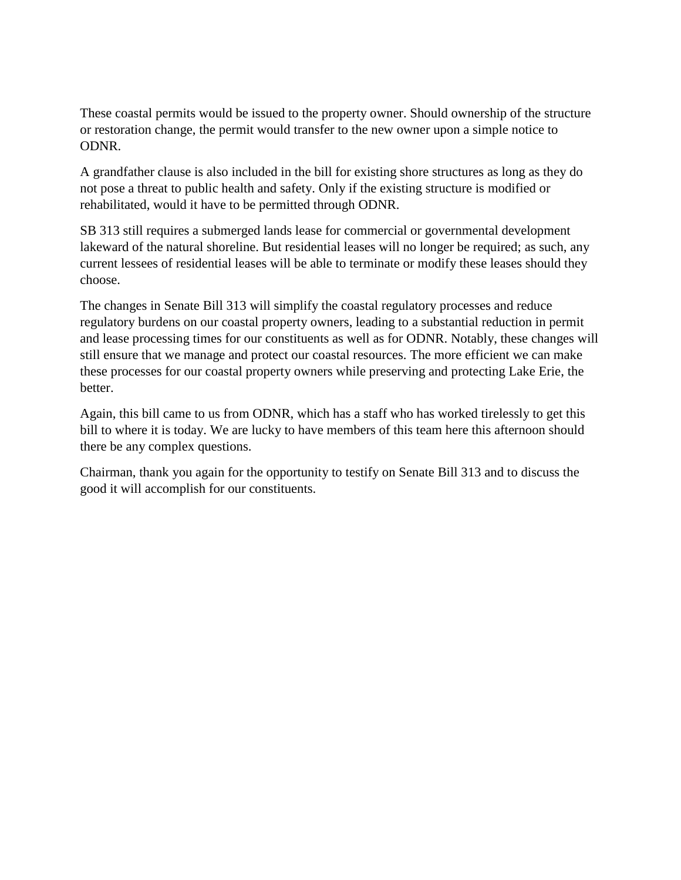These coastal permits would be issued to the property owner. Should ownership of the structure or restoration change, the permit would transfer to the new owner upon a simple notice to ODNR.

A grandfather clause is also included in the bill for existing shore structures as long as they do not pose a threat to public health and safety. Only if the existing structure is modified or rehabilitated, would it have to be permitted through ODNR.

SB 313 still requires a submerged lands lease for commercial or governmental development lakeward of the natural shoreline. But residential leases will no longer be required; as such, any current lessees of residential leases will be able to terminate or modify these leases should they choose.

The changes in Senate Bill 313 will simplify the coastal regulatory processes and reduce regulatory burdens on our coastal property owners, leading to a substantial reduction in permit and lease processing times for our constituents as well as for ODNR. Notably, these changes will still ensure that we manage and protect our coastal resources. The more efficient we can make these processes for our coastal property owners while preserving and protecting Lake Erie, the better.

Again, this bill came to us from ODNR, which has a staff who has worked tirelessly to get this bill to where it is today. We are lucky to have members of this team here this afternoon should there be any complex questions.

Chairman, thank you again for the opportunity to testify on Senate Bill 313 and to discuss the good it will accomplish for our constituents.